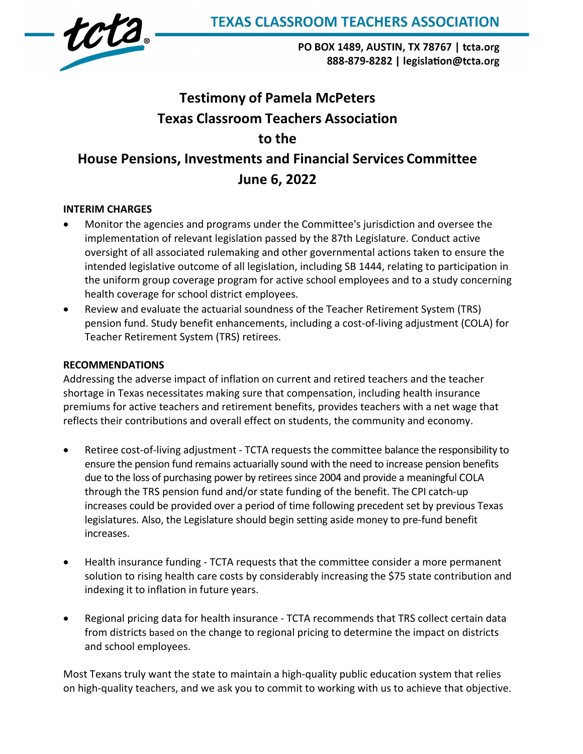**TEXAS CLASSROOM TEACHERS ASSOCIATION**

**PO BOX 1489, AUSTIN, TX 78767 | tcta.org**
**888-879-8282 | legislation@tcta.org**

# Testimony of Pamela McPeters
# Texas Classroom Teachers Association
# to the
# House Pensions, Investments and Financial Services Committee
# June 6, 2022

**INTERIM CHARGES**

- Monitor the agencies and programs under the Committee's jurisdiction and oversee the implementation of relevant legislation passed by the 87th Legislature. Conduct active oversight of all associated rulemaking and other governmental actions taken to ensure the intended legislative outcome of all legislation, including SB 1444, relating to participation in the uniform group coverage program for active school employees and to a study concerning health coverage for school district employees.
- Review and evaluate the actuarial soundness of the Teacher Retirement System (TRS) pension fund. Study benefit enhancements, including a cost-of-living adjustment (COLA) for Teacher Retirement System (TRS) retirees.

**RECOMMENDATIONS**

Addressing the adverse impact of inflation on current and retired teachers and the teacher shortage in Texas necessitates making sure that compensation, including health insurance premiums for active teachers and retirement benefits, provides teachers with a net wage that reflects their contributions and overall effect on students, the community and economy.

- Retiree cost-of-living adjustment - TCTA requests the committee balance the responsibility to ensure the pension fund remains actuarially sound with the need to increase pension benefits due to the loss of purchasing power by retirees since 2004 and provide a meaningful COLA through the TRS pension fund and/or state funding of the benefit. The CPI catch-up increases could be provided over a period of time following precedent set by previous Texas legislatures. Also, the Legislature should begin setting aside money to pre-fund benefit increases.

- Health insurance funding - TCTA requests that the committee consider a more permanent solution to rising health care costs by considerably increasing the $75 state contribution and indexing it to inflation in future years.

- Regional pricing data for health insurance - TCTA recommends that TRS collect certain data from districts based on the change to regional pricing to determine the impact on districts and school employees.

Most Texans truly want the state to maintain a high-quality public education system that relies on high-quality teachers, and we ask you to commit to working with us to achieve that objective.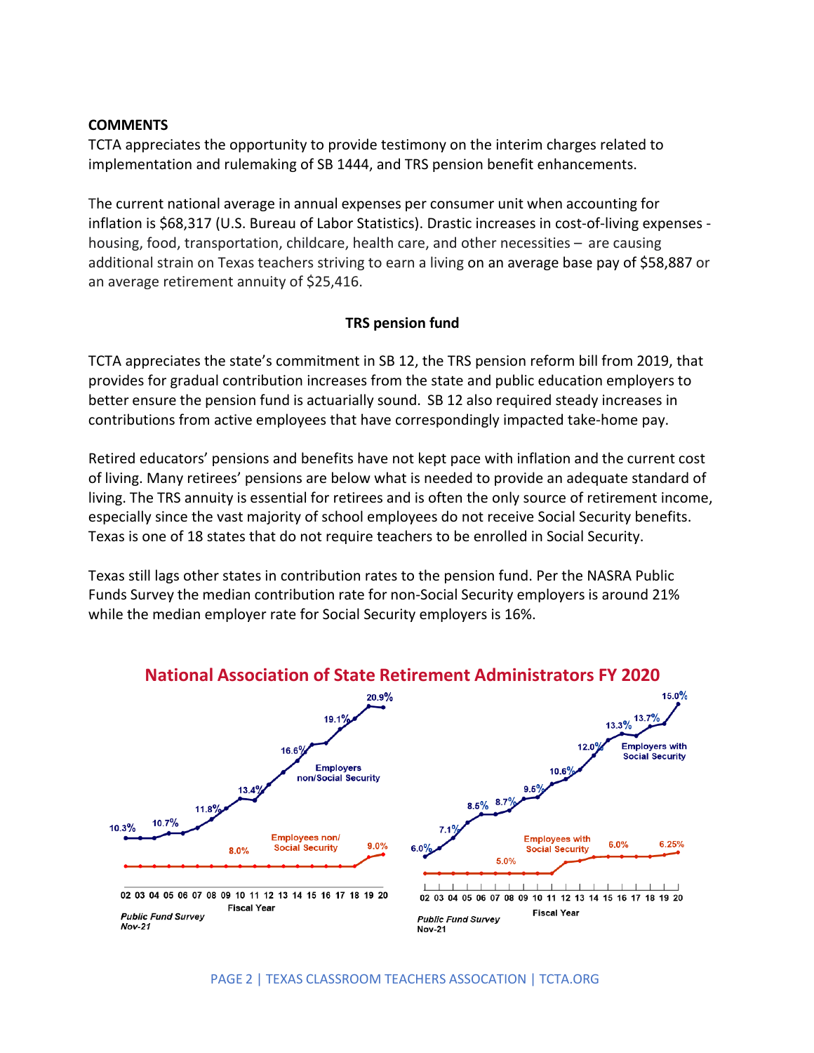**COMMENTS**

TCTA appreciates the opportunity to provide testimony on the interim charges related to implementation and rulemaking of SB 1444, and TRS pension benefit enhancements.

The current national average in annual expenses per consumer unit when accounting for inflation is $68,317 (U.S. Bureau of Labor Statistics). Drastic increases in cost-of-living expenses - housing, food, transportation, childcare, health care, and other necessities – are causing additional strain on Texas teachers striving to earn a living on an average base pay of $58,887 or an average retirement annuity of $25,416.

**TRS pension fund**

TCTA appreciates the state's commitment in SB 12, the TRS pension reform bill from 2019, that provides for gradual contribution increases from the state and public education employers to better ensure the pension fund is actuarially sound. SB 12 also required steady increases in contributions from active employees that have correspondingly impacted take-home pay.

Retired educators' pensions and benefits have not kept pace with inflation and the current cost of living. Many retirees' pensions are below what is needed to provide an adequate standard of living. The TRS annuity is essential for retirees and is often the only source of retirement income, especially since the vast majority of school employees do not receive Social Security benefits. Texas is one of 18 states that do not require teachers to be enrolled in Social Security.

Texas still lags other states in contribution rates to the pension fund. Per the NASRA Public Funds Survey the median contribution rate for non-Social Security employers is around 21% while the median employer rate for Social Security employers is 16%.

**National Association of State Retirement Administrators FY 2020**

Employers non/Social Security: 10.3%, 10.7%, 11.8%, 13.4%, 16.6%, 19.1%, 20.9%
Employees non/Social Security: 8.0%, 9.0%

Employers with Social Security: 6.0%, 7.1%, 8.5%, 8.7%, 9.5%, 10.6%, 12.0%, 13.3%, 13.7%, 15.0%
Employees with Social Security: 5.0%, 6.0%, 6.25%

Fiscal Year: 02 03 04 05 06 07 08 09 10 11 12 13 14 15 16 17 18 19 20

*Public Fund Survey*
*Nov-21*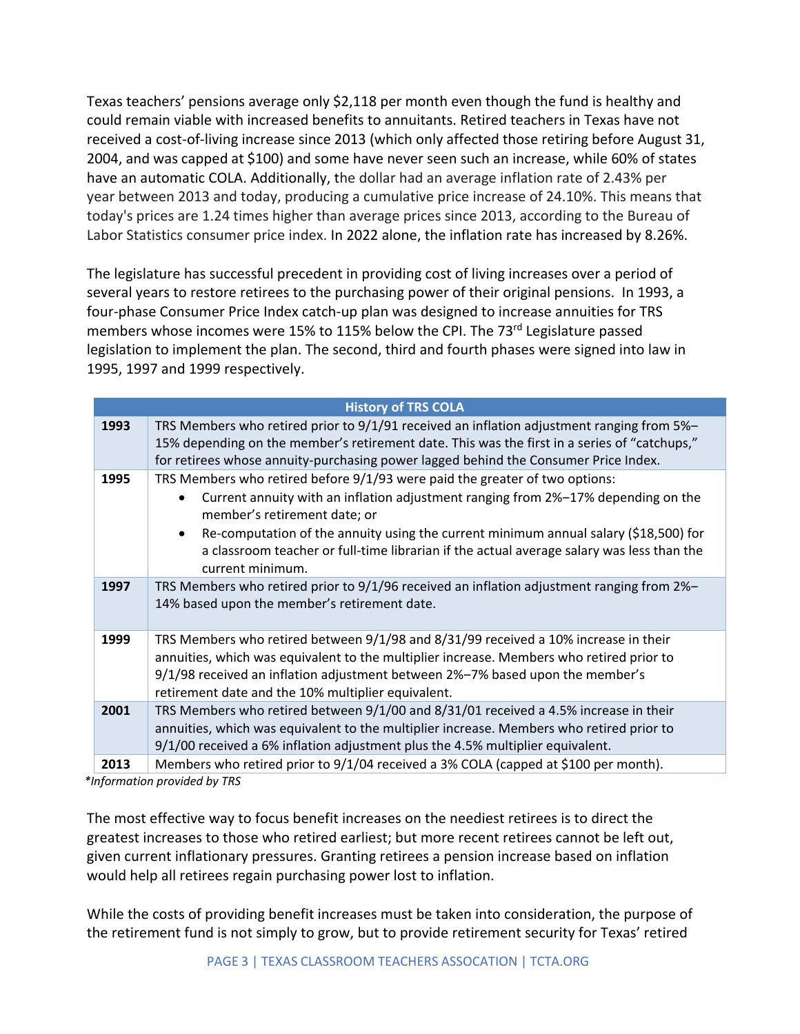Texas teachers' pensions average only $2,118 per month even though the fund is healthy and could remain viable with increased benefits to annuitants. Retired teachers in Texas have not received a cost-of-living increase since 2013 (which only affected those retiring before August 31, 2004, and was capped at $100) and some have never seen such an increase, while 60% of states have an automatic COLA. Additionally, the dollar had an average inflation rate of 2.43% per year between 2013 and today, producing a cumulative price increase of 24.10%. This means that today's prices are 1.24 times higher than average prices since 2013, according to the Bureau of Labor Statistics consumer price index. In 2022 alone, the inflation rate has increased by 8.26%.

The legislature has successful precedent in providing cost of living increases over a period of several years to restore retirees to the purchasing power of their original pensions. In 1993, a four-phase Consumer Price Index catch-up plan was designed to increase annuities for TRS members whose incomes were 15% to 115% below the CPI. The 73rd Legislature passed legislation to implement the plan. The second, third and fourth phases were signed into law in 1995, 1997 and 1999 respectively.

| History of TRS COLA | |
|---|---|
| **1993** | TRS Members who retired prior to 9/1/91 received an inflation adjustment ranging from 5%–15% depending on the member's retirement date. This was the first in a series of "catchups," for retirees whose annuity-purchasing power lagged behind the Consumer Price Index. |
| **1995** | TRS Members who retired before 9/1/93 were paid the greater of two options: • Current annuity with an inflation adjustment ranging from 2%–17% depending on the member's retirement date; or • Re-computation of the annuity using the current minimum annual salary ($18,500) for a classroom teacher or full-time librarian if the actual average salary was less than the current minimum. |
| **1997** | TRS Members who retired prior to 9/1/96 received an inflation adjustment ranging from 2%–14% based upon the member's retirement date. |
| **1999** | TRS Members who retired between 9/1/98 and 8/31/99 received a 10% increase in their annuities, which was equivalent to the multiplier increase. Members who retired prior to 9/1/98 received an inflation adjustment between 2%–7% based upon the member's retirement date and the 10% multiplier equivalent. |
| **2001** | TRS Members who retired between 9/1/00 and 8/31/01 received a 4.5% increase in their annuities, which was equivalent to the multiplier increase. Members who retired prior to 9/1/00 received a 6% inflation adjustment plus the 4.5% multiplier equivalent. |
| **2013** | Members who retired prior to 9/1/04 received a 3% COLA (capped at $100 per month). |

*\*Information provided by TRS*

The most effective way to focus benefit increases on the neediest retirees is to direct the greatest increases to those who retired earliest; but more recent retirees cannot be left out, given current inflationary pressures. Granting retirees a pension increase based on inflation would help all retirees regain purchasing power lost to inflation.

While the costs of providing benefit increases must be taken into consideration, the purpose of the retirement fund is not simply to grow, but to provide retirement security for Texas' retired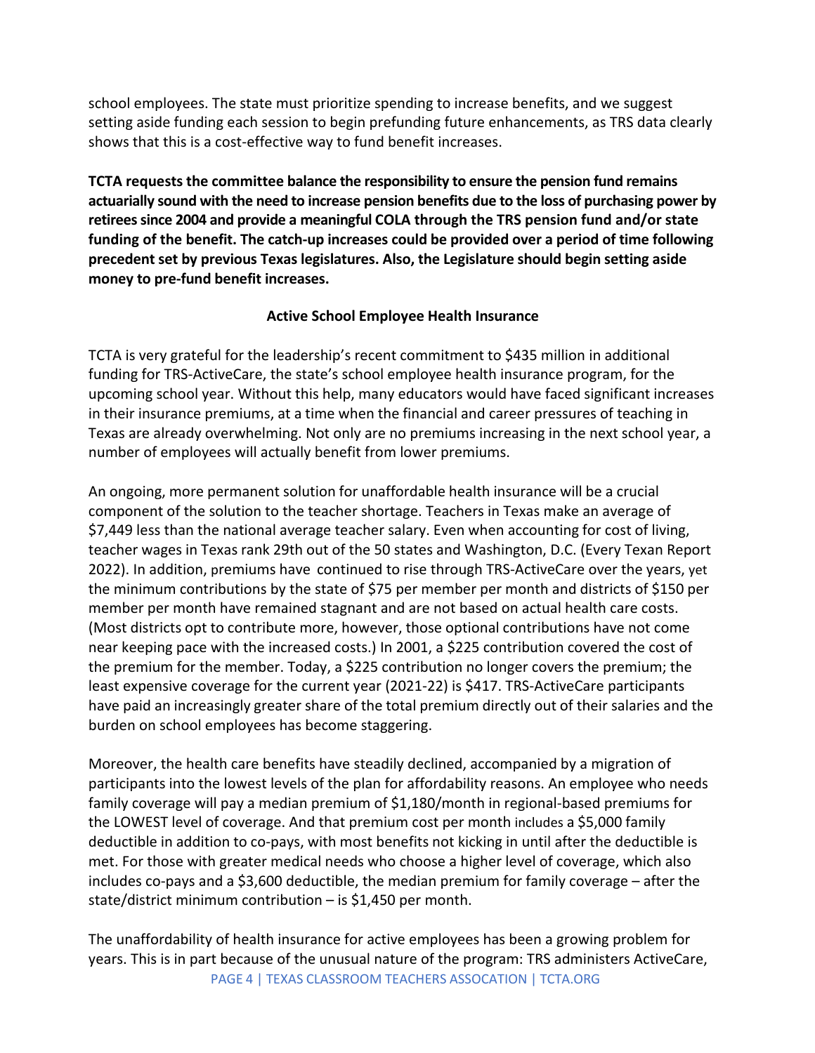school employees. The state must prioritize spending to increase benefits, and we suggest setting aside funding each session to begin prefunding future enhancements, as TRS data clearly shows that this is a cost-effective way to fund benefit increases.

**TCTA requests the committee balance the responsibility to ensure the pension fund remains actuarially sound with the need to increase pension benefits due to the loss of purchasing power by retirees since 2004 and provide a meaningful COLA through the TRS pension fund and/or state funding of the benefit. The catch-up increases could be provided over a period of time following precedent set by previous Texas legislatures. Also, the Legislature should begin setting aside money to pre-fund benefit increases.**

## Active School Employee Health Insurance

TCTA is very grateful for the leadership's recent commitment to $435 million in additional funding for TRS-ActiveCare, the state's school employee health insurance program, for the upcoming school year. Without this help, many educators would have faced significant increases in their insurance premiums, at a time when the financial and career pressures of teaching in Texas are already overwhelming. Not only are no premiums increasing in the next school year, a number of employees will actually benefit from lower premiums.

An ongoing, more permanent solution for unaffordable health insurance will be a crucial component of the solution to the teacher shortage. Teachers in Texas make an average of $7,449 less than the national average teacher salary. Even when accounting for cost of living, teacher wages in Texas rank 29th out of the 50 states and Washington, D.C. (Every Texan Report 2022). In addition, premiums have continued to rise through TRS-ActiveCare over the years, yet the minimum contributions by the state of $75 per member per month and districts of $150 per member per month have remained stagnant and are not based on actual health care costs. (Most districts opt to contribute more, however, those optional contributions have not come near keeping pace with the increased costs.) In 2001, a $225 contribution covered the cost of the premium for the member. Today, a $225 contribution no longer covers the premium; the least expensive coverage for the current year (2021-22) is $417. TRS-ActiveCare participants have paid an increasingly greater share of the total premium directly out of their salaries and the burden on school employees has become staggering.

Moreover, the health care benefits have steadily declined, accompanied by a migration of participants into the lowest levels of the plan for affordability reasons. An employee who needs family coverage will pay a median premium of $1,180/month in regional-based premiums for the LOWEST level of coverage. And that premium cost per month includes a $5,000 family deductible in addition to co-pays, with most benefits not kicking in until after the deductible is met. For those with greater medical needs who choose a higher level of coverage, which also includes co-pays and a $3,600 deductible, the median premium for family coverage – after the state/district minimum contribution – is $1,450 per month.

The unaffordability of health insurance for active employees has been a growing problem for years. This is in part because of the unusual nature of the program: TRS administers ActiveCare,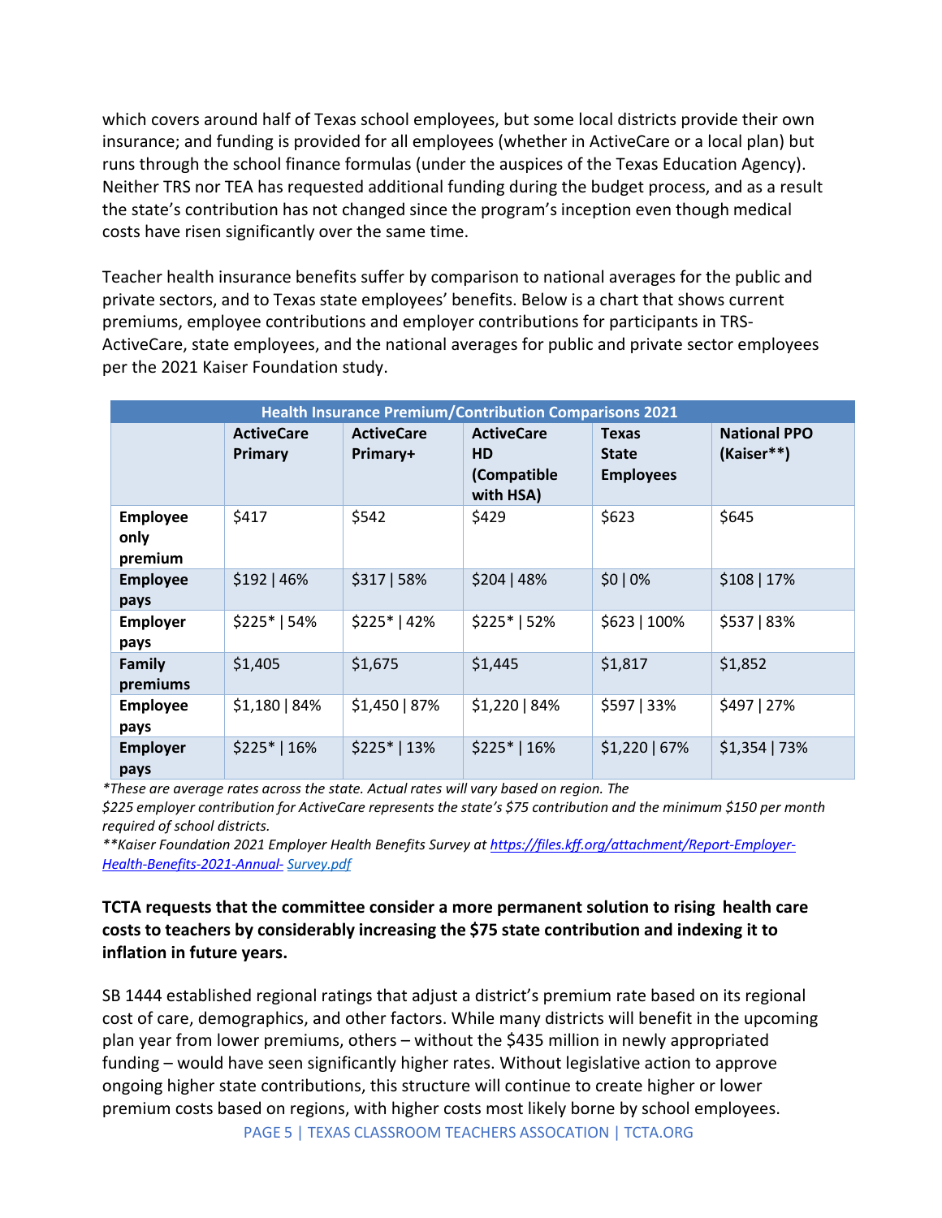which covers around half of Texas school employees, but some local districts provide their own insurance; and funding is provided for all employees (whether in ActiveCare or a local plan) but runs through the school finance formulas (under the auspices of the Texas Education Agency). Neither TRS nor TEA has requested additional funding during the budget process, and as a result the state's contribution has not changed since the program's inception even though medical costs have risen significantly over the same time.

Teacher health insurance benefits suffer by comparison to national averages for the public and private sectors, and to Texas state employees' benefits. Below is a chart that shows current premiums, employee contributions and employer contributions for participants in TRS-ActiveCare, state employees, and the national averages for public and private sector employees per the 2021 Kaiser Foundation study.

| Health Insurance Premium/Contribution Comparisons 2021 | | | | | |
|---|---|---|---|---|---|
| | **ActiveCare Primary** | **ActiveCare Primary+** | **ActiveCare HD (Compatible with HSA)** | **Texas State Employees** | **National PPO (Kaiser**)** |
| **Employee only premium** | $417 | $542 | $429 | $623 | $645 |
| **Employee pays** | $192 \| 46% | $317 \| 58% | $204 \| 48% | $0 \| 0% | $108 \| 17% |
| **Employer pays** | $225* \| 54% | $225* \| 42% | $225* \| 52% | $623 \| 100% | $537 \| 83% |
| **Family premiums** | $1,405 | $1,675 | $1,445 | $1,817 | $1,852 |
| **Employee pays** | $1,180 \| 84% | $1,450 \| 87% | $1,220 \| 84% | $597 \| 33% | $497 \| 27% |
| **Employer pays** | $225* \| 16% | $225* \| 13% | $225* \| 16% | $1,220 \| 67% | $1,354 \| 73% |

*\*These are average rates across the state. Actual rates will vary based on region. The $225 employer contribution for ActiveCare represents the state's $75 contribution and the minimum $150 per month required of school districts.*

*\*\*Kaiser Foundation 2021 Employer Health Benefits Survey at https://files.kff.org/attachment/Report-Employer-Health-Benefits-2021-Annual-Survey.pdf*

**TCTA requests that the committee consider a more permanent solution to rising health care costs to teachers by considerably increasing the $75 state contribution and indexing it to inflation in future years.**

SB 1444 established regional ratings that adjust a district's premium rate based on its regional cost of care, demographics, and other factors. While many districts will benefit in the upcoming plan year from lower premiums, others – without the $435 million in newly appropriated funding – would have seen significantly higher rates. Without legislative action to approve ongoing higher state contributions, this structure will continue to create higher or lower premium costs based on regions, with higher costs most likely borne by school employees.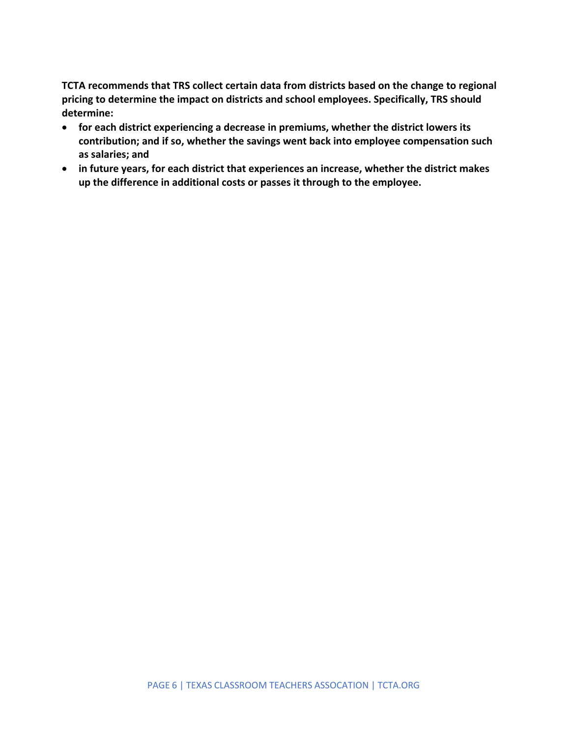**TCTA recommends that TRS collect certain data from districts based on the change to regional pricing to determine the impact on districts and school employees. Specifically, TRS should determine:**

- **for each district experiencing a decrease in premiums, whether the district lowers its contribution; and if so, whether the savings went back into employee compensation such as salaries; and**
- **in future years, for each district that experiences an increase, whether the district makes up the difference in additional costs or passes it through to the employee.**